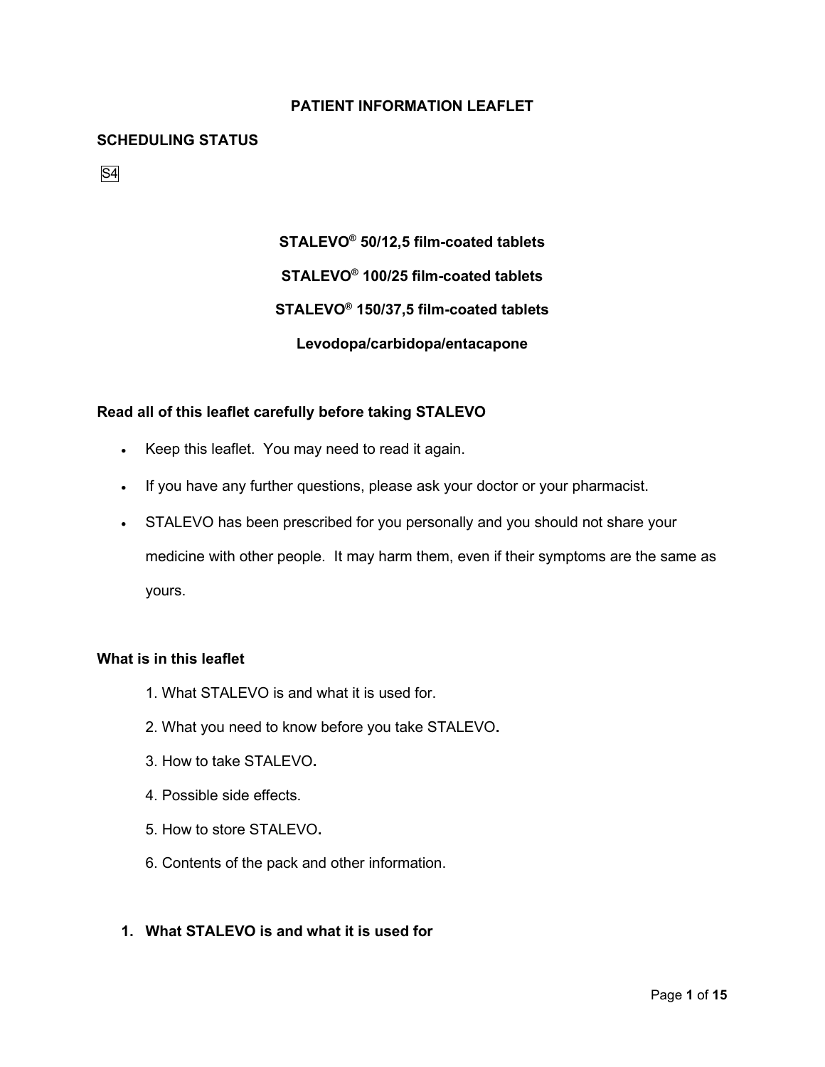# PATIENT INFORMATION LEAFLET

## SCHEDULING STATUS

S4

**STALEVO® 50/12,5 film-coated tablets**

**STALEVO® 100/25 film-coated tablets**

**STALEVO® 150/37,5 film-coated tablets**

**Levodopa/carbidopa/entacapone**

### Read all of this leaflet carefully before taking STALEVO

- Keep this leaflet. You may need to read it again.
- If you have any further questions, please ask your doctor or your pharmacist.
- STALEVO has been prescribed for you personally and you should not share your medicine with other people. It may harm them, even if their symptoms are the same as yours.

### What is in this leaflet

1. What STALEVO is and what it is used for.
2. What you need to know before you take STALEVO.
3. How to take STALEVO.
4. Possible side effects.
5. How to store STALEVO.
6. Contents of the pack and other information.

### 1. What STALEVO is and what it is used for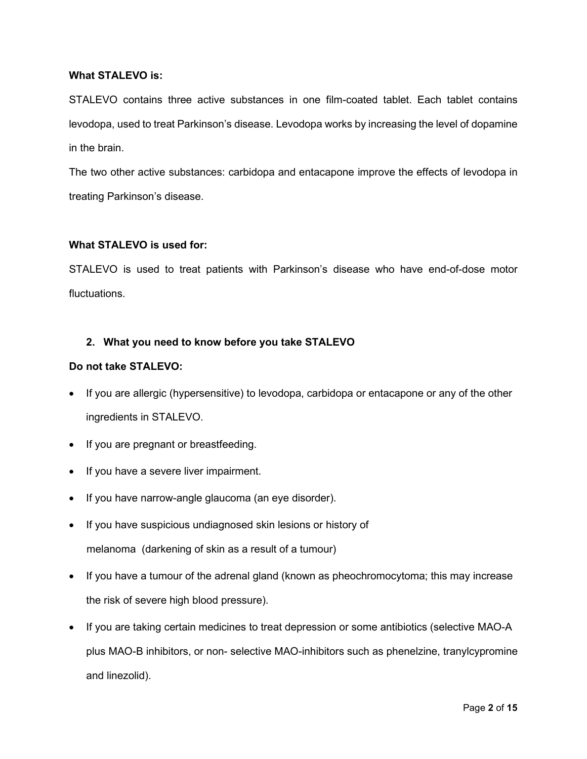**What STALEVO is:**

STALEVO contains three active substances in one film-coated tablet. Each tablet contains levodopa, used to treat Parkinson's disease. Levodopa works by increasing the level of dopamine in the brain.

The two other active substances: carbidopa and entacapone improve the effects of levodopa in treating Parkinson's disease.

**What STALEVO is used for:**

STALEVO is used to treat patients with Parkinson's disease who have end-of-dose motor fluctuations.

## 2. What you need to know before you take STALEVO

**Do not take STALEVO:**

- If you are allergic (hypersensitive) to levodopa, carbidopa or entacapone or any of the other ingredients in STALEVO.
- If you are pregnant or breastfeeding.
- If you have a severe liver impairment.
- If you have narrow-angle glaucoma (an eye disorder).
- If you have suspicious undiagnosed skin lesions or history of melanoma (darkening of skin as a result of a tumour)
- If you have a tumour of the adrenal gland (known as pheochromocytoma; this may increase the risk of severe high blood pressure).
- If you are taking certain medicines to treat depression or some antibiotics (selective MAO-A plus MAO-B inhibitors, or non- selective MAO-inhibitors such as phenelzine, tranylcypromine and linezolid).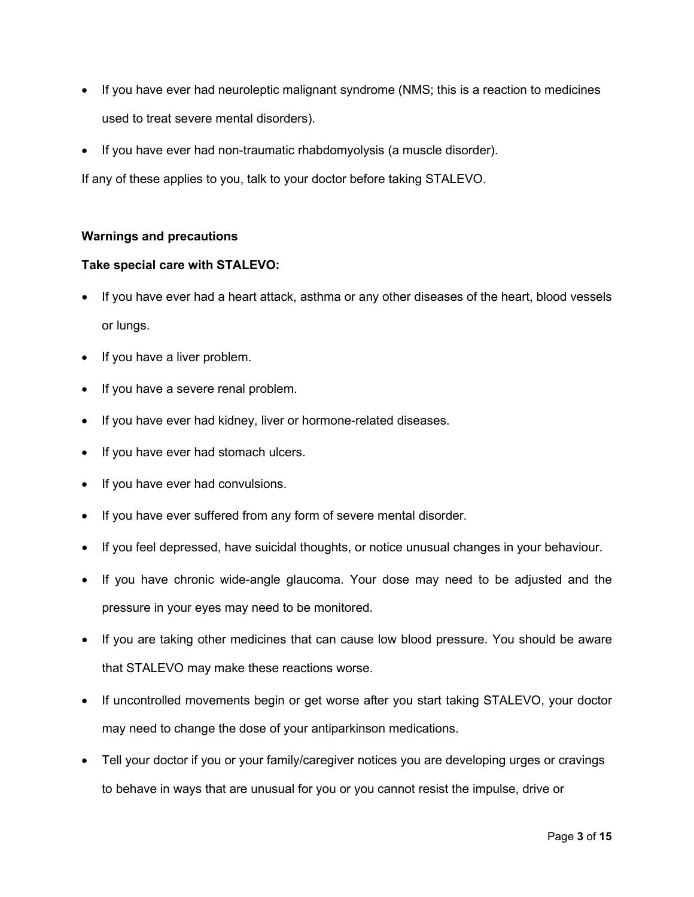- If you have ever had neuroleptic malignant syndrome (NMS; this is a reaction to medicines used to treat severe mental disorders).
- If you have ever had non-traumatic rhabdomyolysis (a muscle disorder).

If any of these applies to you, talk to your doctor before taking STALEVO.

**Warnings and precautions**

**Take special care with STALEVO:**

- If you have ever had a heart attack, asthma or any other diseases of the heart, blood vessels or lungs.
- If you have a liver problem.
- If you have a severe renal problem.
- If you have ever had kidney, liver or hormone-related diseases.
- If you have ever had stomach ulcers.
- If you have ever had convulsions.
- If you have ever suffered from any form of severe mental disorder.
- If you feel depressed, have suicidal thoughts, or notice unusual changes in your behaviour.
- If you have chronic wide-angle glaucoma. Your dose may need to be adjusted and the pressure in your eyes may need to be monitored.
- If you are taking other medicines that can cause low blood pressure. You should be aware that STALEVO may make these reactions worse.
- If uncontrolled movements begin or get worse after you start taking STALEVO, your doctor may need to change the dose of your antiparkinson medications.
- Tell your doctor if you or your family/caregiver notices you are developing urges or cravings to behave in ways that are unusual for you or you cannot resist the impulse, drive or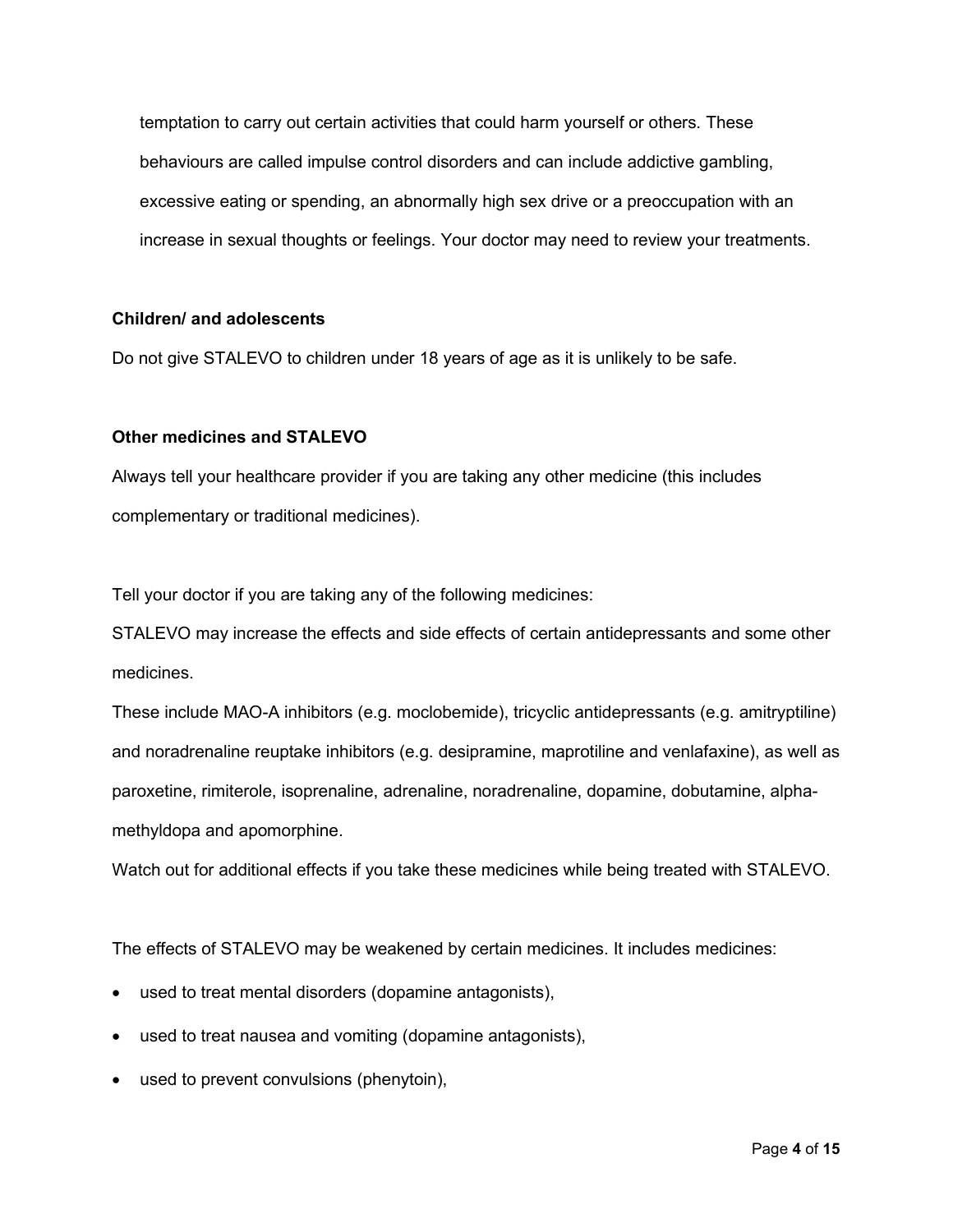temptation to carry out certain activities that could harm yourself or others. These behaviours are called impulse control disorders and can include addictive gambling, excessive eating or spending, an abnormally high sex drive or a preoccupation with an increase in sexual thoughts or feelings. Your doctor may need to review your treatments.

**Children/ and adolescents**

Do not give STALEVO to children under 18 years of age as it is unlikely to be safe.

**Other medicines and STALEVO**

Always tell your healthcare provider if you are taking any other medicine (this includes complementary or traditional medicines).

Tell your doctor if you are taking any of the following medicines:

STALEVO may increase the effects and side effects of certain antidepressants and some other medicines.

These include MAO-A inhibitors (e.g. moclobemide), tricyclic antidepressants (e.g. amitryptiline) and noradrenaline reuptake inhibitors (e.g. desipramine, maprotiline and venlafaxine), as well as paroxetine, rimiterole, isoprenaline, adrenaline, noradrenaline, dopamine, dobutamine, alpha-methyldopa and apomorphine.

Watch out for additional effects if you take these medicines while being treated with STALEVO.

The effects of STALEVO may be weakened by certain medicines. It includes medicines:

- used to treat mental disorders (dopamine antagonists),
- used to treat nausea and vomiting (dopamine antagonists),
- used to prevent convulsions (phenytoin),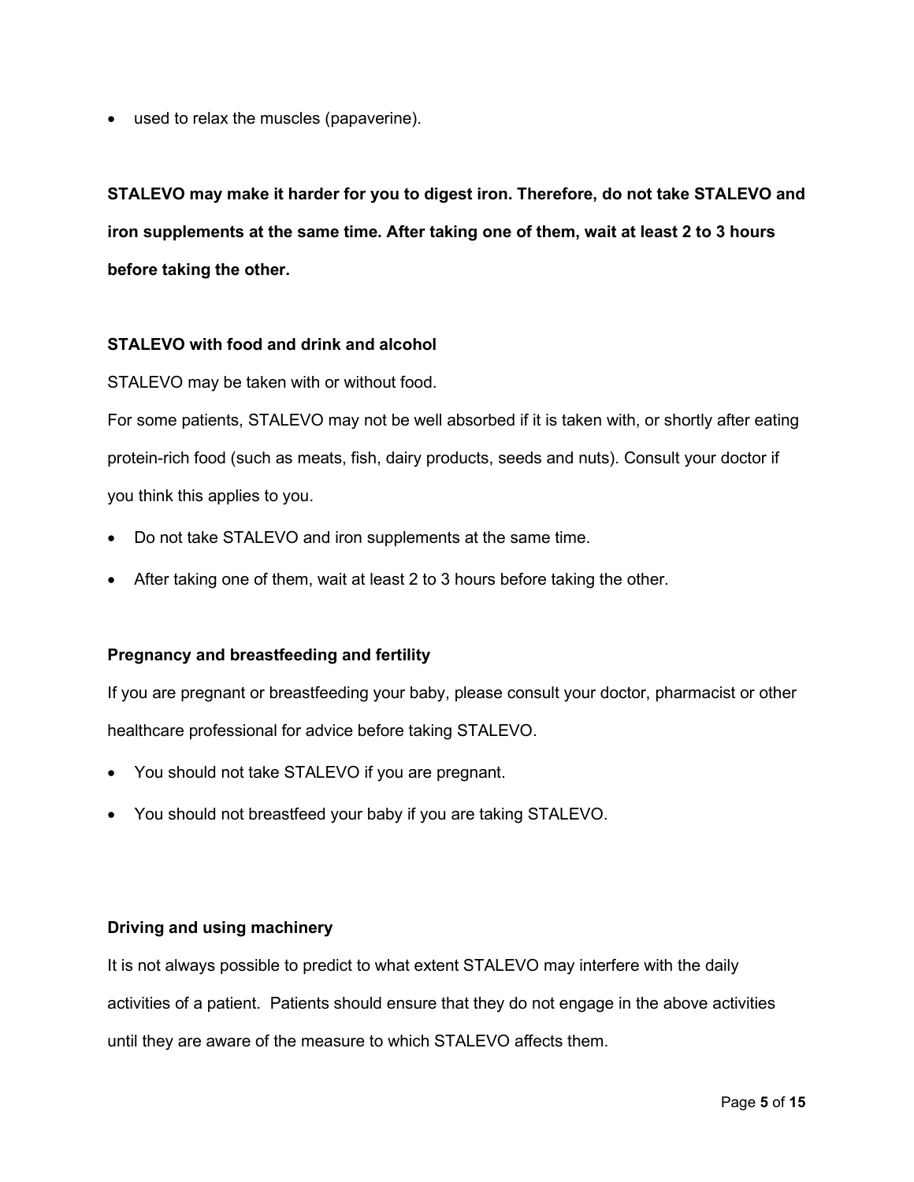- used to relax the muscles (papaverine).

**STALEVO may make it harder for you to digest iron. Therefore, do not take STALEVO and iron supplements at the same time. After taking one of them, wait at least 2 to 3 hours before taking the other.**

**STALEVO with food and drink and alcohol**

STALEVO may be taken with or without food.

For some patients, STALEVO may not be well absorbed if it is taken with, or shortly after eating protein-rich food (such as meats, fish, dairy products, seeds and nuts). Consult your doctor if you think this applies to you.

- Do not take STALEVO and iron supplements at the same time.
- After taking one of them, wait at least 2 to 3 hours before taking the other.

**Pregnancy and breastfeeding and fertility**

If you are pregnant or breastfeeding your baby, please consult your doctor, pharmacist or other healthcare professional for advice before taking STALEVO.

- You should not take STALEVO if you are pregnant.
- You should not breastfeed your baby if you are taking STALEVO.

**Driving and using machinery**

It is not always possible to predict to what extent STALEVO may interfere with the daily activities of a patient. Patients should ensure that they do not engage in the above activities until they are aware of the measure to which STALEVO affects them.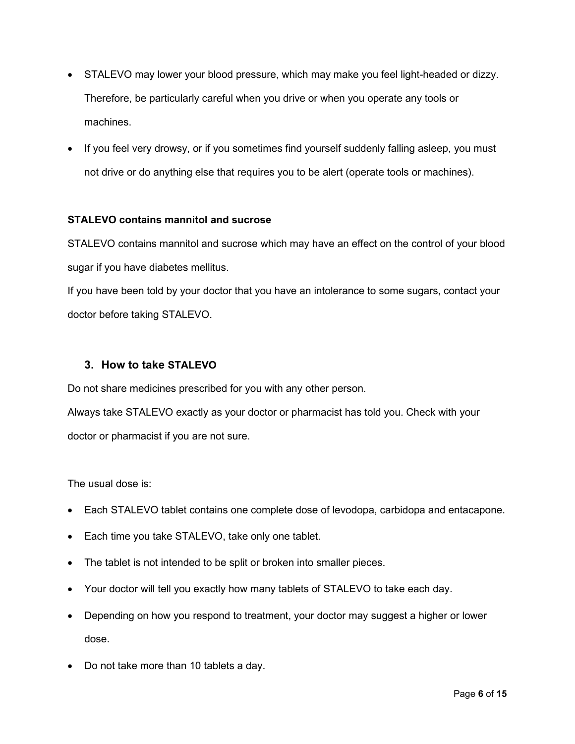- STALEVO may lower your blood pressure, which may make you feel light-headed or dizzy. Therefore, be particularly careful when you drive or when you operate any tools or machines.
- If you feel very drowsy, or if you sometimes find yourself suddenly falling asleep, you must not drive or do anything else that requires you to be alert (operate tools or machines).

**STALEVO contains mannitol and sucrose**

STALEVO contains mannitol and sucrose which may have an effect on the control of your blood sugar if you have diabetes mellitus.

If you have been told by your doctor that you have an intolerance to some sugars, contact your doctor before taking STALEVO.

## 3. How to take STALEVO

Do not share medicines prescribed for you with any other person.

Always take STALEVO exactly as your doctor or pharmacist has told you. Check with your doctor or pharmacist if you are not sure.

The usual dose is:

- Each STALEVO tablet contains one complete dose of levodopa, carbidopa and entacapone.
- Each time you take STALEVO, take only one tablet.
- The tablet is not intended to be split or broken into smaller pieces.
- Your doctor will tell you exactly how many tablets of STALEVO to take each day.
- Depending on how you respond to treatment, your doctor may suggest a higher or lower dose.
- Do not take more than 10 tablets a day.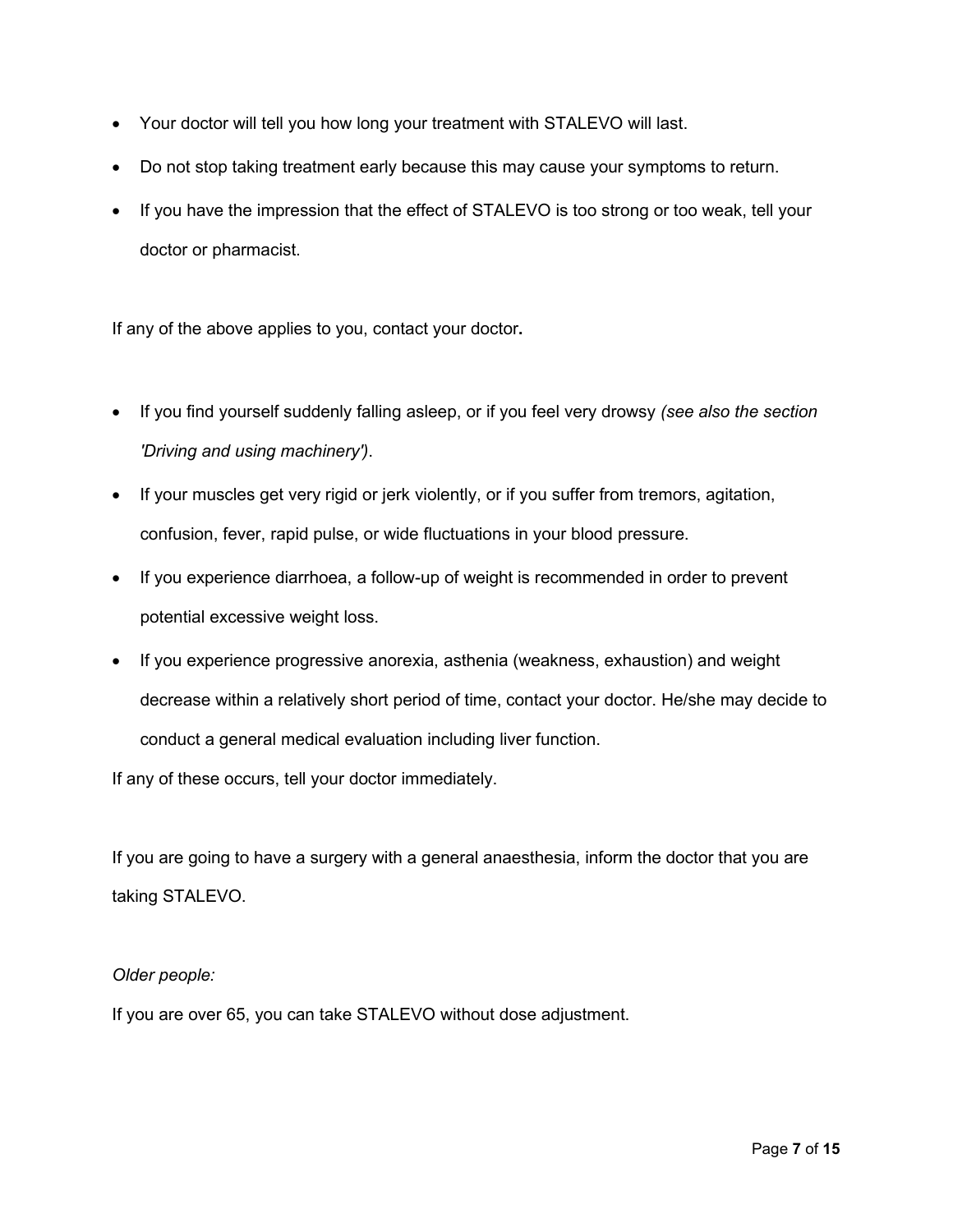- Your doctor will tell you how long your treatment with STALEVO will last.
- Do not stop taking treatment early because this may cause your symptoms to return.
- If you have the impression that the effect of STALEVO is too strong or too weak, tell your doctor or pharmacist.

If any of the above applies to you, contact your doctor**.**

- If you find yourself suddenly falling asleep, or if you feel very drowsy *(see also the section 'Driving and using machinery')*.
- If your muscles get very rigid or jerk violently, or if you suffer from tremors, agitation, confusion, fever, rapid pulse, or wide fluctuations in your blood pressure.
- If you experience diarrhoea, a follow-up of weight is recommended in order to prevent potential excessive weight loss.
- If you experience progressive anorexia, asthenia (weakness, exhaustion) and weight decrease within a relatively short period of time, contact your doctor. He/she may decide to conduct a general medical evaluation including liver function.

If any of these occurs, tell your doctor immediately.

If you are going to have a surgery with a general anaesthesia, inform the doctor that you are taking STALEVO.

*Older people:*

If you are over 65, you can take STALEVO without dose adjustment.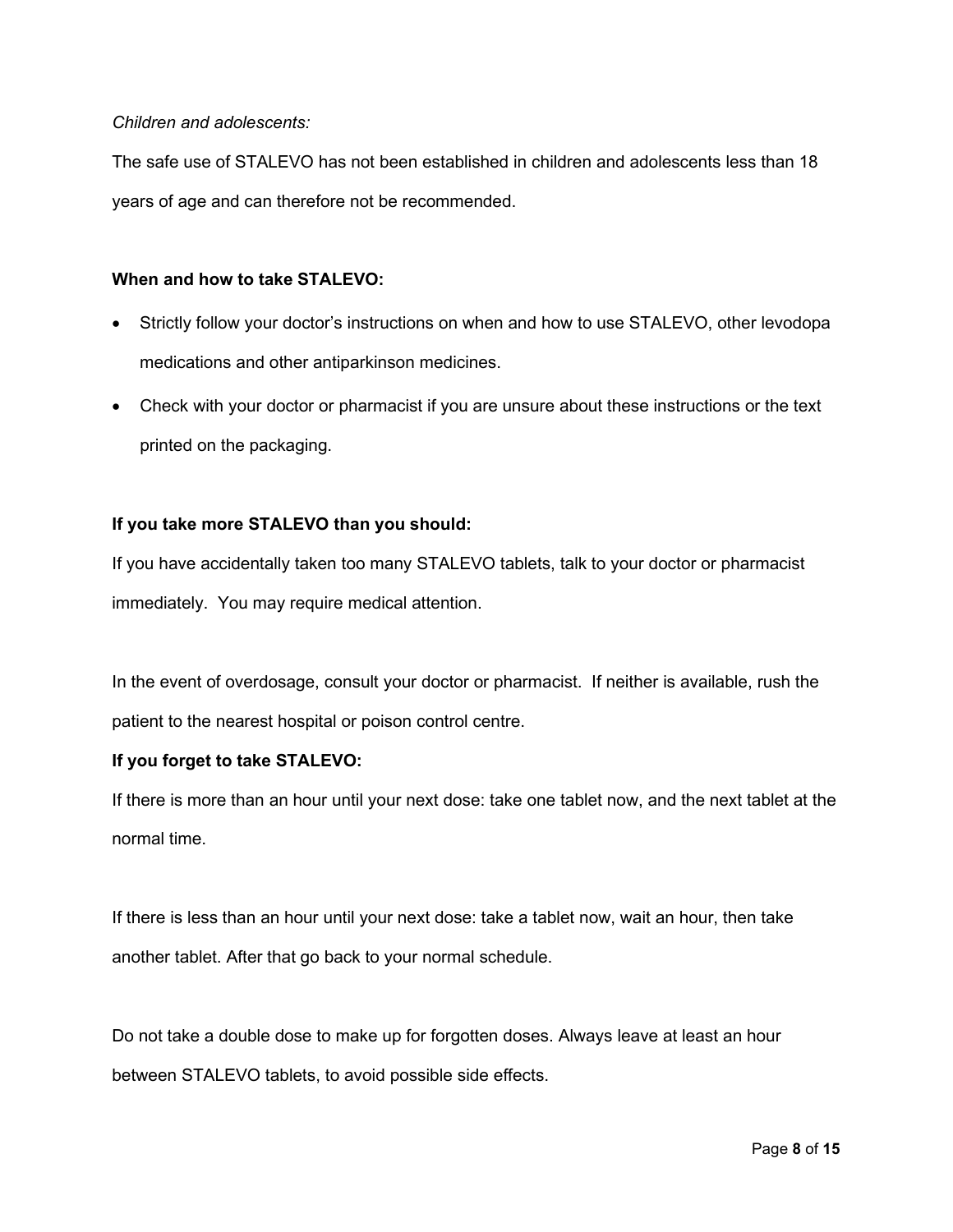*Children and adolescents:*

The safe use of STALEVO has not been established in children and adolescents less than 18 years of age and can therefore not be recommended.

**When and how to take STALEVO:**

- Strictly follow your doctor's instructions on when and how to use STALEVO, other levodopa medications and other antiparkinson medicines.
- Check with your doctor or pharmacist if you are unsure about these instructions or the text printed on the packaging.

**If you take more STALEVO than you should:**

If you have accidentally taken too many STALEVO tablets, talk to your doctor or pharmacist immediately. You may require medical attention.

In the event of overdosage, consult your doctor or pharmacist. If neither is available, rush the patient to the nearest hospital or poison control centre.

**If you forget to take STALEVO:**

If there is more than an hour until your next dose: take one tablet now, and the next tablet at the normal time.

If there is less than an hour until your next dose: take a tablet now, wait an hour, then take another tablet. After that go back to your normal schedule.

Do not take a double dose to make up for forgotten doses. Always leave at least an hour between STALEVO tablets, to avoid possible side effects.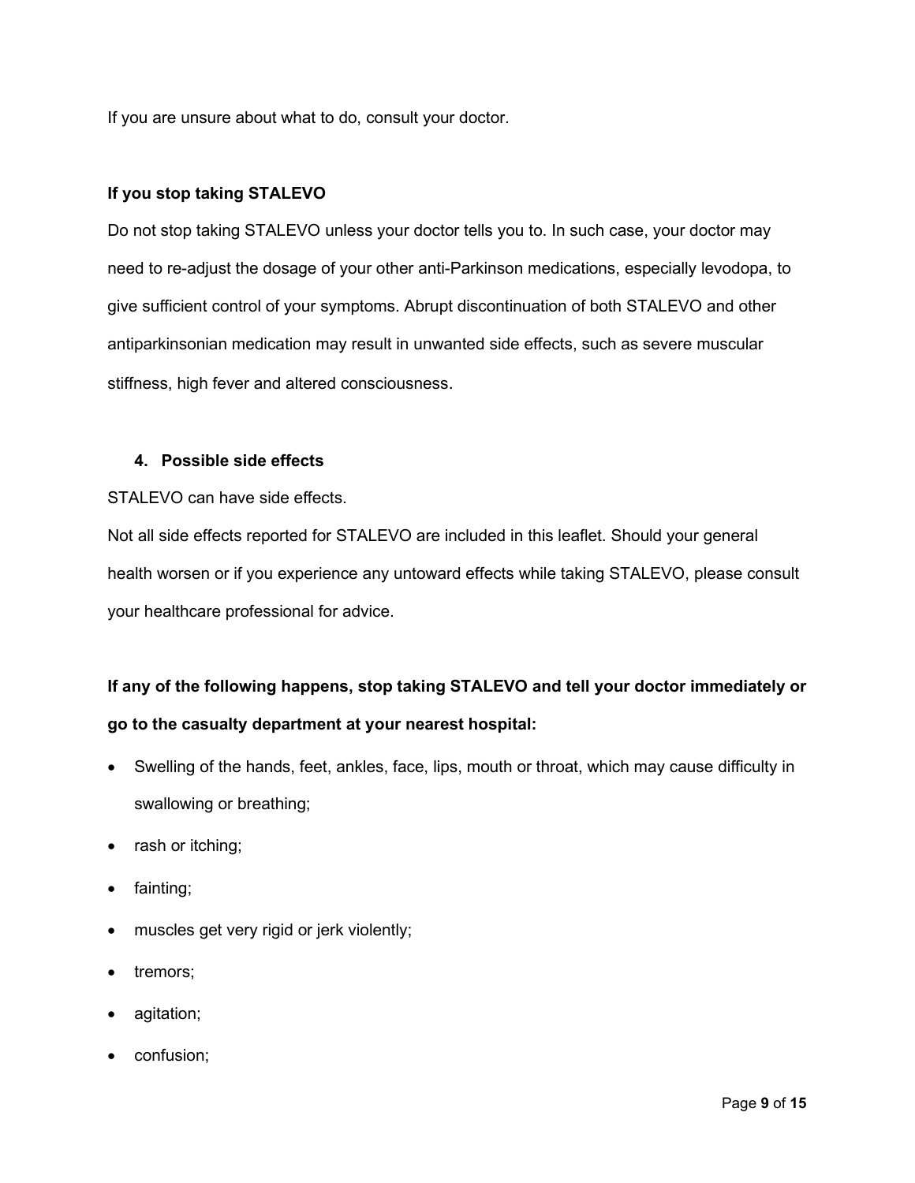If you are unsure about what to do, consult your doctor.

**If you stop taking STALEVO**

Do not stop taking STALEVO unless your doctor tells you to. In such case, your doctor may need to re-adjust the dosage of your other anti-Parkinson medications, especially levodopa, to give sufficient control of your symptoms. Abrupt discontinuation of both STALEVO and other antiparkinsonian medication may result in unwanted side effects, such as severe muscular stiffness, high fever and altered consciousness.

## 4. Possible side effects

STALEVO can have side effects.

Not all side effects reported for STALEVO are included in this leaflet. Should your general health worsen or if you experience any untoward effects while taking STALEVO, please consult your healthcare professional for advice.

**If any of the following happens, stop taking STALEVO and tell your doctor immediately or go to the casualty department at your nearest hospital:**

- Swelling of the hands, feet, ankles, face, lips, mouth or throat, which may cause difficulty in swallowing or breathing;
- rash or itching;
- fainting;
- muscles get very rigid or jerk violently;
- tremors;
- agitation;
- confusion;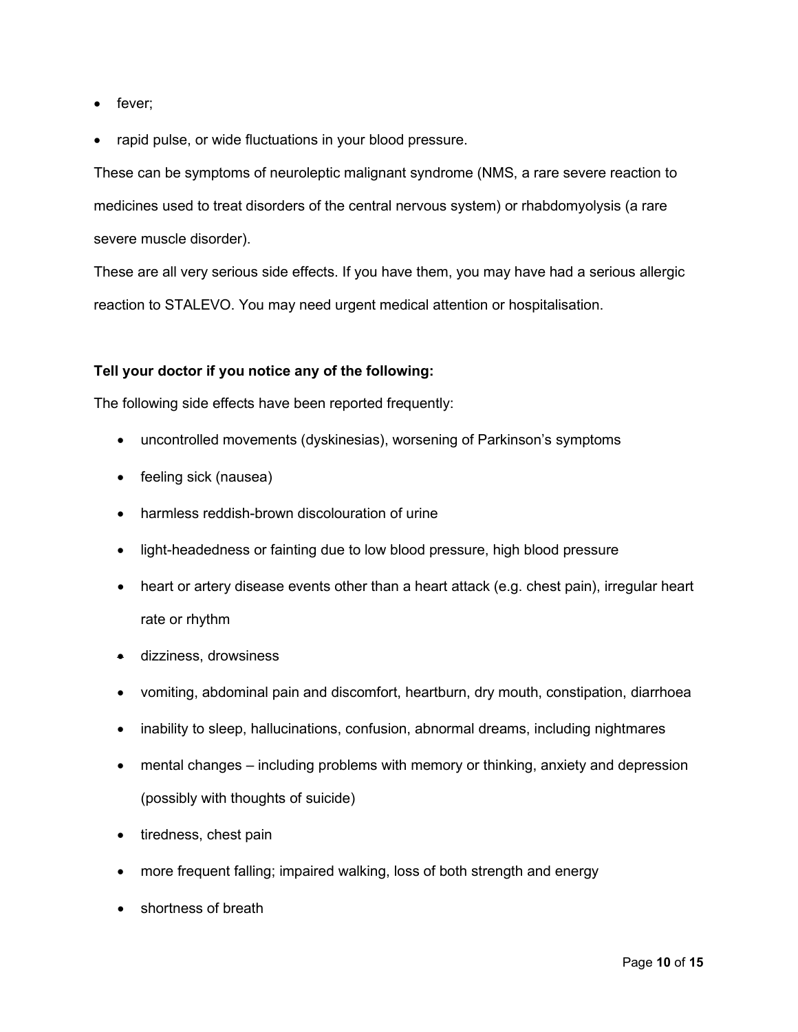- fever;
- rapid pulse, or wide fluctuations in your blood pressure.

These can be symptoms of neuroleptic malignant syndrome (NMS, a rare severe reaction to medicines used to treat disorders of the central nervous system) or rhabdomyolysis (a rare severe muscle disorder).

These are all very serious side effects. If you have them, you may have had a serious allergic reaction to STALEVO. You may need urgent medical attention or hospitalisation.

**Tell your doctor if you notice any of the following:**

The following side effects have been reported frequently:

- uncontrolled movements (dyskinesias), worsening of Parkinson's symptoms
- feeling sick (nausea)
- harmless reddish-brown discolouration of urine
- light-headedness or fainting due to low blood pressure, high blood pressure
- heart or artery disease events other than a heart attack (e.g. chest pain), irregular heart rate or rhythm
- dizziness, drowsiness
- vomiting, abdominal pain and discomfort, heartburn, dry mouth, constipation, diarrhoea
- inability to sleep, hallucinations, confusion, abnormal dreams, including nightmares
- mental changes – including problems with memory or thinking, anxiety and depression (possibly with thoughts of suicide)
- tiredness, chest pain
- more frequent falling; impaired walking, loss of both strength and energy
- shortness of breath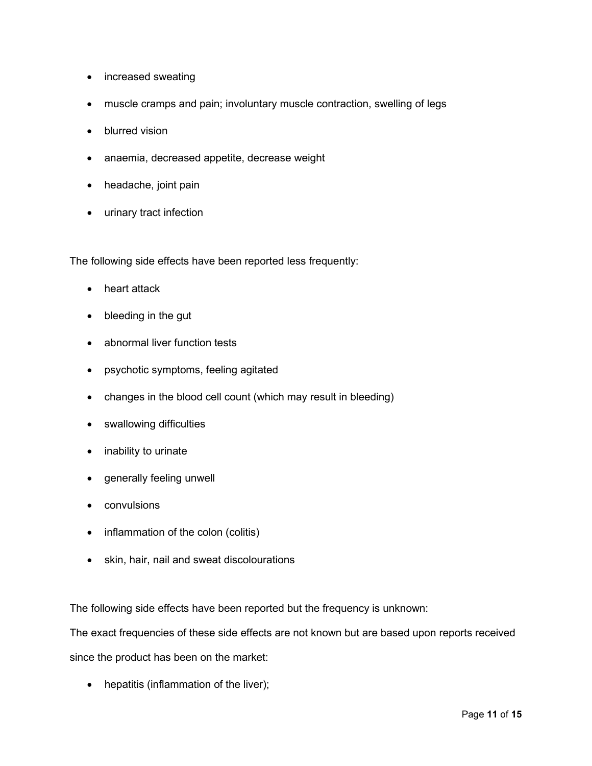- increased sweating
- muscle cramps and pain; involuntary muscle contraction, swelling of legs
- blurred vision
- anaemia, decreased appetite, decrease weight
- headache, joint pain
- urinary tract infection

The following side effects have been reported less frequently:

- heart attack
- bleeding in the gut
- abnormal liver function tests
- psychotic symptoms, feeling agitated
- changes in the blood cell count (which may result in bleeding)
- swallowing difficulties
- inability to urinate
- generally feeling unwell
- convulsions
- inflammation of the colon (colitis)
- skin, hair, nail and sweat discolourations

The following side effects have been reported but the frequency is unknown:

The exact frequencies of these side effects are not known but are based upon reports received since the product has been on the market:

- hepatitis (inflammation of the liver);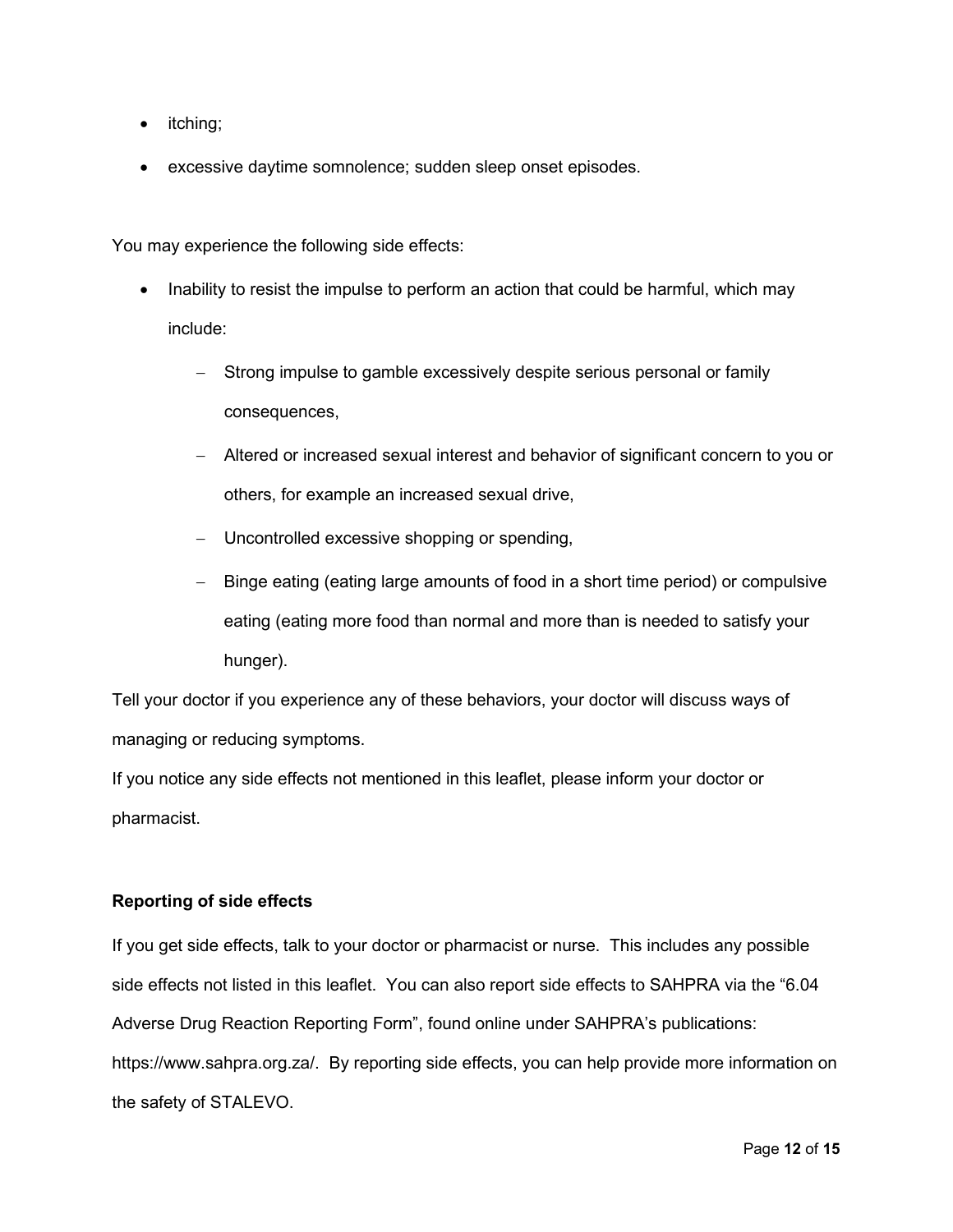- itching;
- excessive daytime somnolence; sudden sleep onset episodes.

You may experience the following side effects:

- Inability to resist the impulse to perform an action that could be harmful, which may include:
  - Strong impulse to gamble excessively despite serious personal or family consequences,
  - Altered or increased sexual interest and behavior of significant concern to you or others, for example an increased sexual drive,
  - Uncontrolled excessive shopping or spending,
  - Binge eating (eating large amounts of food in a short time period) or compulsive eating (eating more food than normal and more than is needed to satisfy your hunger).

Tell your doctor if you experience any of these behaviors, your doctor will discuss ways of managing or reducing symptoms.

If you notice any side effects not mentioned in this leaflet, please inform your doctor or pharmacist.

**Reporting of side effects**

If you get side effects, talk to your doctor or pharmacist or nurse. This includes any possible side effects not listed in this leaflet. You can also report side effects to SAHPRA via the "6.04 Adverse Drug Reaction Reporting Form", found online under SAHPRA's publications: https://www.sahpra.org.za/. By reporting side effects, you can help provide more information on the safety of STALEVO.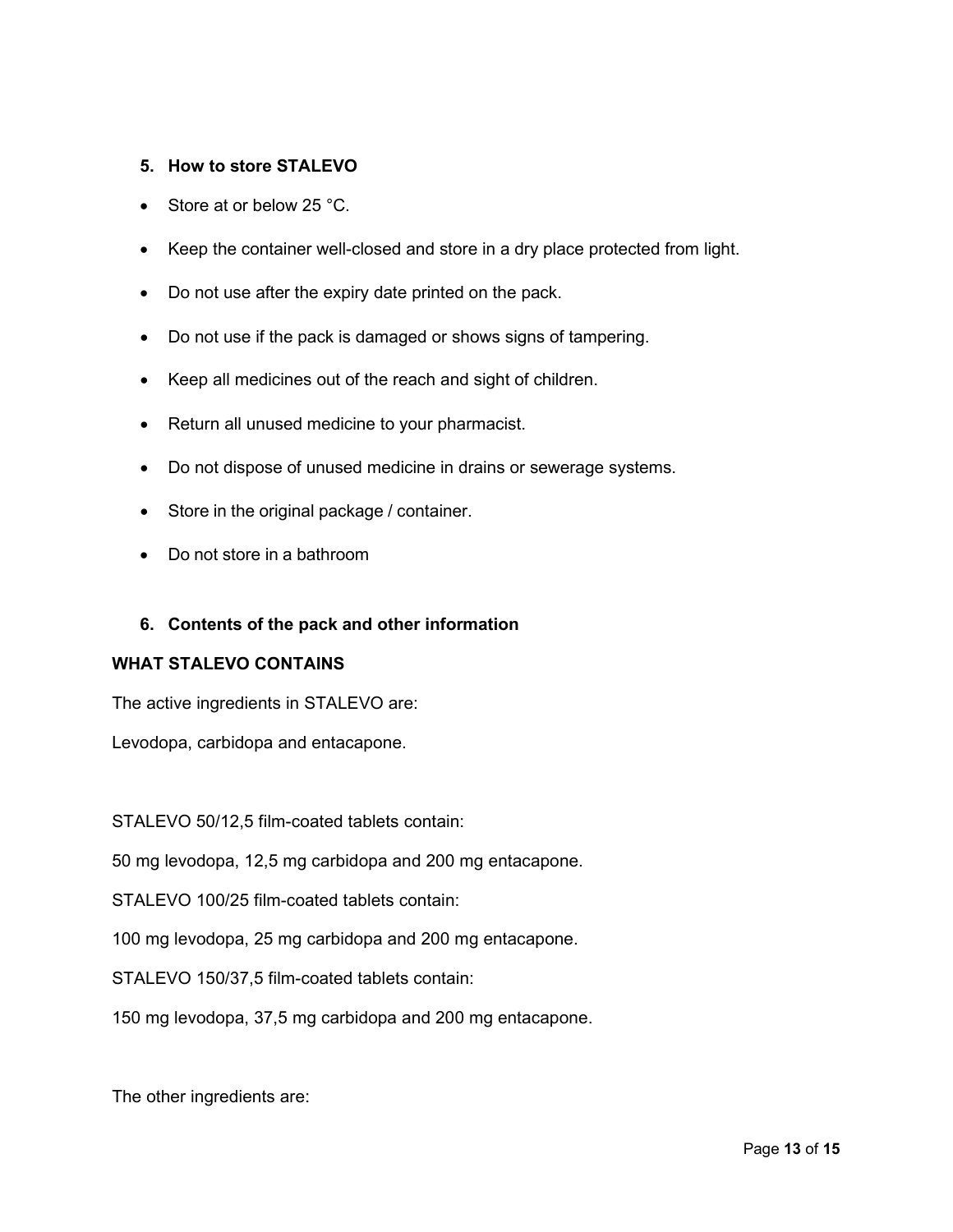## 5. How to store STALEVO

- Store at or below 25 °C.
- Keep the container well-closed and store in a dry place protected from light.
- Do not use after the expiry date printed on the pack.
- Do not use if the pack is damaged or shows signs of tampering.
- Keep all medicines out of the reach and sight of children.
- Return all unused medicine to your pharmacist.
- Do not dispose of unused medicine in drains or sewerage systems.
- Store in the original package / container.
- Do not store in a bathroom

## 6. Contents of the pack and other information

**WHAT STALEVO CONTAINS**

The active ingredients in STALEVO are:

Levodopa, carbidopa and entacapone.

STALEVO 50/12,5 film-coated tablets contain:

50 mg levodopa, 12,5 mg carbidopa and 200 mg entacapone.

STALEVO 100/25 film-coated tablets contain:

100 mg levodopa, 25 mg carbidopa and 200 mg entacapone.

STALEVO 150/37,5 film-coated tablets contain:

150 mg levodopa, 37,5 mg carbidopa and 200 mg entacapone.

The other ingredients are: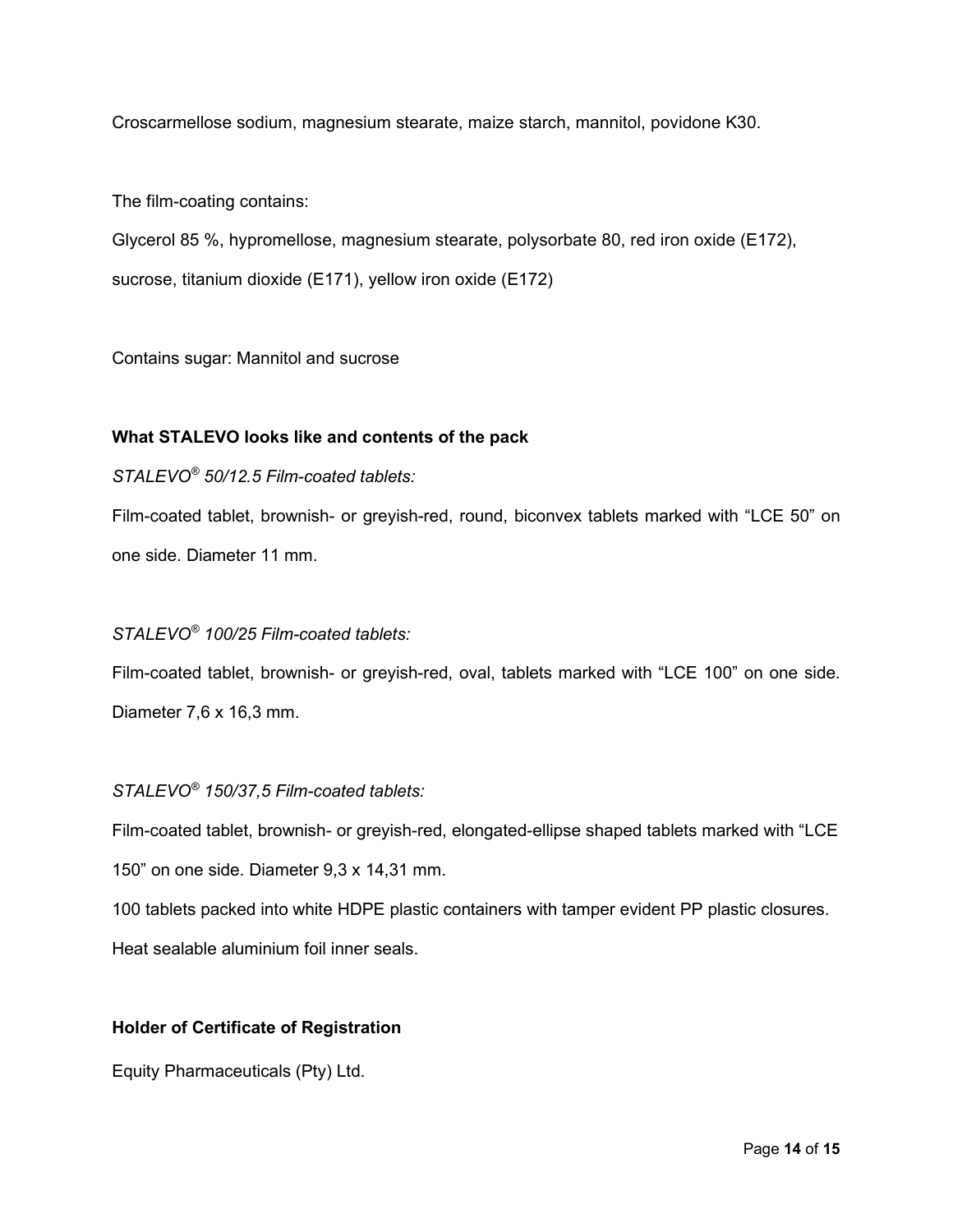Croscarmellose sodium, magnesium stearate, maize starch, mannitol, povidone K30.

The film-coating contains:

Glycerol 85 %, hypromellose, magnesium stearate, polysorbate 80, red iron oxide (E172), sucrose, titanium dioxide (E171), yellow iron oxide (E172)

Contains sugar: Mannitol and sucrose

**What STALEVO looks like and contents of the pack**

*STALEVO® 50/12.5 Film-coated tablets:*

Film-coated tablet, brownish- or greyish-red, round, biconvex tablets marked with "LCE 50" on one side. Diameter 11 mm.

*STALEVO® 100/25 Film-coated tablets:*

Film-coated tablet, brownish- or greyish-red, oval, tablets marked with "LCE 100" on one side. Diameter 7,6 x 16,3 mm.

*STALEVO® 150/37,5 Film-coated tablets:*

Film-coated tablet, brownish- or greyish-red, elongated-ellipse shaped tablets marked with "LCE 150" on one side. Diameter 9,3 x 14,31 mm.

100 tablets packed into white HDPE plastic containers with tamper evident PP plastic closures. Heat sealable aluminium foil inner seals.

**Holder of Certificate of Registration**

Equity Pharmaceuticals (Pty) Ltd.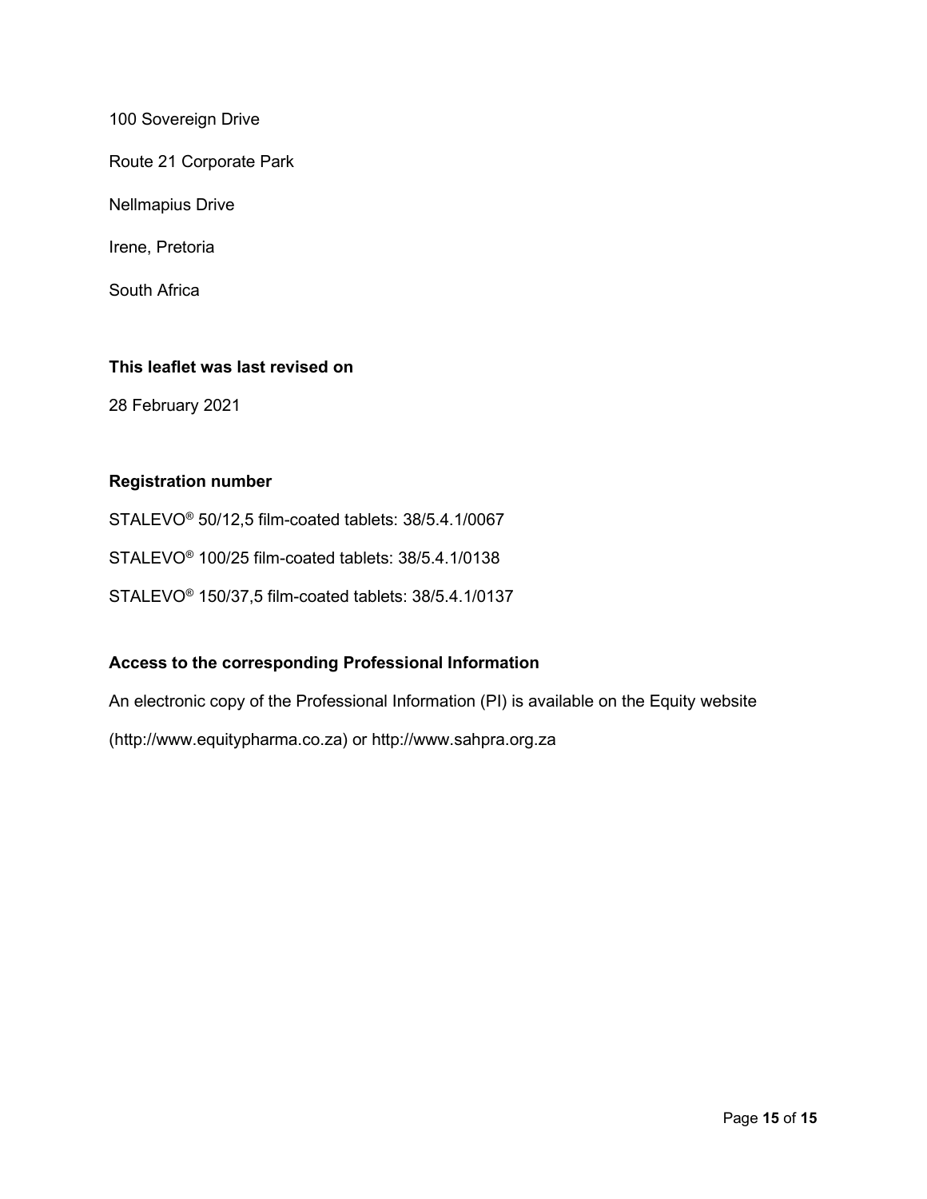100 Sovereign Drive

Route 21 Corporate Park

Nellmapius Drive

Irene, Pretoria

South Africa

**This leaflet was last revised on**

28 February 2021

**Registration number**

STALEVO® 50/12,5 film-coated tablets: 38/5.4.1/0067

STALEVO® 100/25 film-coated tablets: 38/5.4.1/0138

STALEVO® 150/37,5 film-coated tablets: 38/5.4.1/0137

**Access to the corresponding Professional Information**

An electronic copy of the Professional Information (PI) is available on the Equity website

(http://www.equitypharma.co.za) or http://www.sahpra.org.za